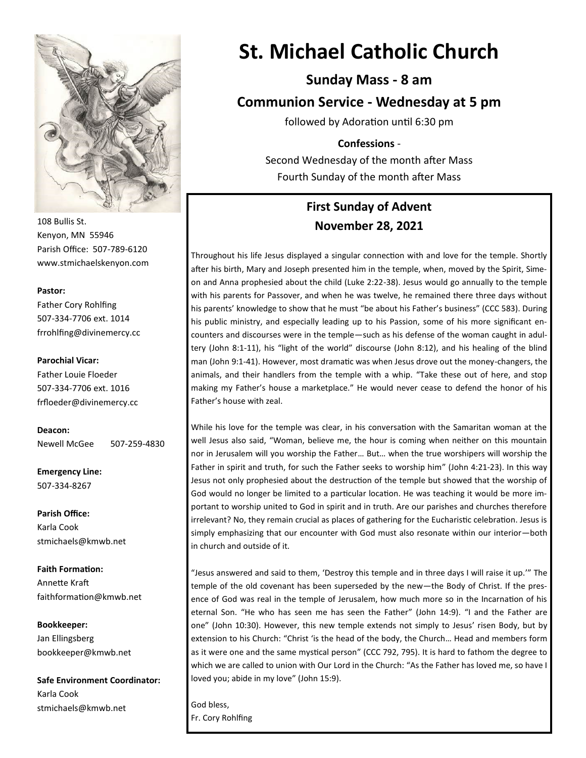# St. Michael Catholic Church

**Sunday Mass - 8 am**

**Communion Service - Wednesday at 5 pm**

followed by Adoration until 6:30 pm

**Confessions** -

Second Wednesday of the month after Mass

Fourth Sunday of the month after Mass

108 Bullis St.
Kenyon, MN 55946
Parish Office: 507-789-6120
www.stmichaelskenyon.com

**Pastor:**
Father Cory Rohlfing
507-334-7706 ext. 1014
frrohlfing@divinemercy.cc

**Parochial Vicar:**
Father Louie Floeder
507-334-7706 ext. 1016
frfloeder@divinemercy.cc

**Deacon:**
Newell McGee 507-259-4830

**Emergency Line:**
507-334-8267

**Parish Office:**
Karla Cook
stmichaels@kmwb.net

**Faith Formation:**
Annette Kraft
faithformation@kmwb.net

**Bookkeeper:**
Jan Ellingsberg
bookkeeper@kmwb.net

**Safe Environment Coordinator:**
Karla Cook
stmichaels@kmwb.net

## First Sunday of Advent
## November 28, 2021

Throughout his life Jesus displayed a singular connection with and love for the temple. Shortly after his birth, Mary and Joseph presented him in the temple, when, moved by the Spirit, Simeon and Anna prophesied about the child (Luke 2:22-38). Jesus would go annually to the temple with his parents for Passover, and when he was twelve, he remained there three days without his parents' knowledge to show that he must "be about his Father's business" (CCC 583). During his public ministry, and especially leading up to his Passion, some of his more significant encounters and discourses were in the temple—such as his defense of the woman caught in adultery (John 8:1-11), his "light of the world" discourse (John 8:12), and his healing of the blind man (John 9:1-41). However, most dramatic was when Jesus drove out the money-changers, the animals, and their handlers from the temple with a whip. "Take these out of here, and stop making my Father's house a marketplace." He would never cease to defend the honor of his Father's house with zeal.

While his love for the temple was clear, in his conversation with the Samaritan woman at the well Jesus also said, "Woman, believe me, the hour is coming when neither on this mountain nor in Jerusalem will you worship the Father… But… when the true worshipers will worship the Father in spirit and truth, for such the Father seeks to worship him" (John 4:21-23). In this way Jesus not only prophesied about the destruction of the temple but showed that the worship of God would no longer be limited to a particular location. He was teaching it would be more important to worship united to God in spirit and in truth. Are our parishes and churches therefore irrelevant? No, they remain crucial as places of gathering for the Eucharistic celebration. Jesus is simply emphasizing that our encounter with God must also resonate within our interior—both in church and outside of it.

"Jesus answered and said to them, 'Destroy this temple and in three days I will raise it up.'" The temple of the old covenant has been superseded by the new—the Body of Christ. If the presence of God was real in the temple of Jerusalem, how much more so in the Incarnation of his eternal Son. "He who has seen me has seen the Father" (John 14:9). "I and the Father are one" (John 10:30). However, this new temple extends not simply to Jesus' risen Body, but by extension to his Church: "Christ 'is the head of the body, the Church… Head and members form as it were one and the same mystical person" (CCC 792, 795). It is hard to fathom the degree to which we are called to union with Our Lord in the Church: "As the Father has loved me, so have I loved you; abide in my love" (John 15:9).

God bless,
Fr. Cory Rohlfing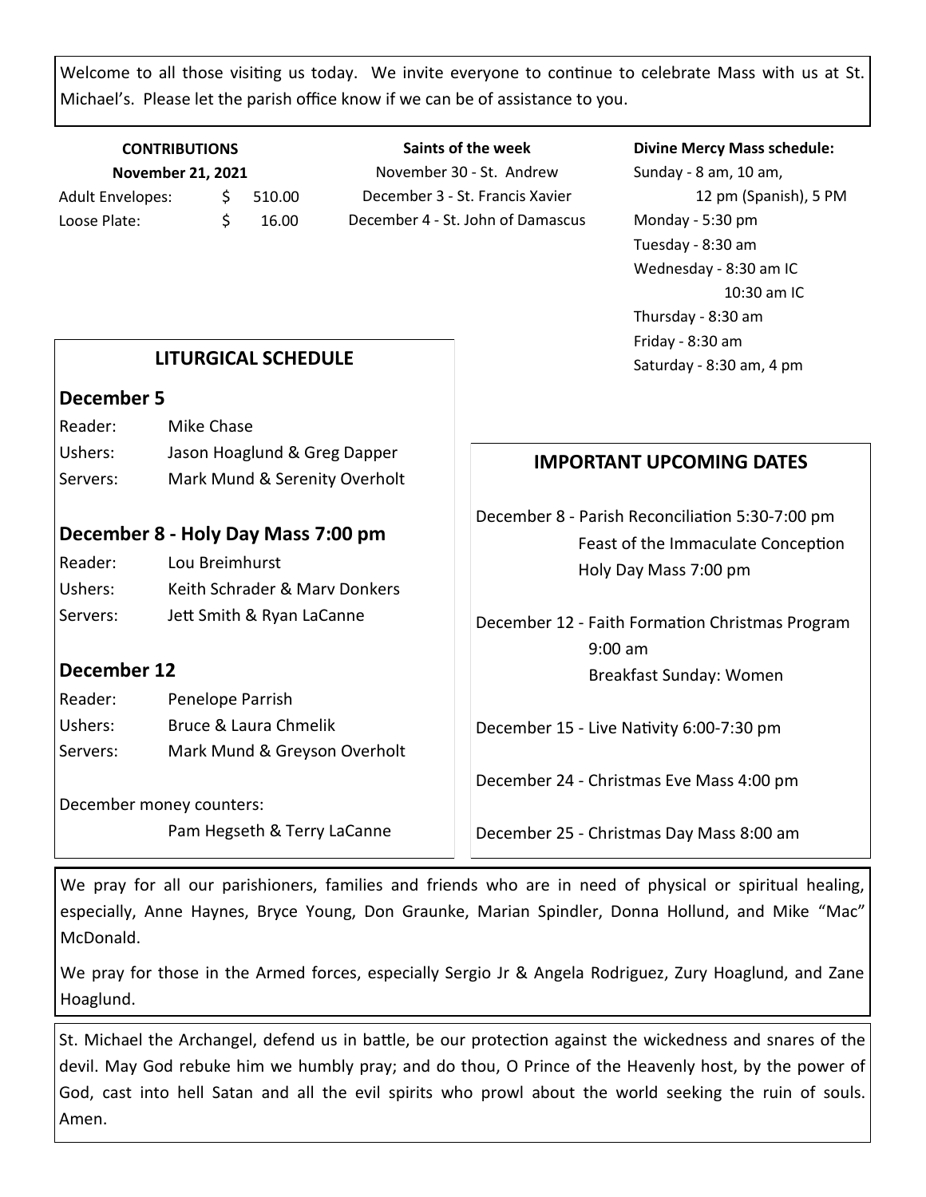Welcome to all those visiting us today. We invite everyone to continue to celebrate Mass with us at St. Michael's. Please let the parish office know if we can be of assistance to you.

**CONTRIBUTIONS**
**November 21, 2021**

| | |
|---|---|
| Adult Envelopes: | $ 510.00 |
| Loose Plate: | $ 16.00 |

**Saints of the week**

November 30 - St. Andrew
December 3 - St. Francis Xavier
December 4 - St. John of Damascus

**Divine Mercy Mass schedule:**

Sunday - 8 am, 10 am, 12 pm (Spanish), 5 PM
Monday - 5:30 pm
Tuesday - 8:30 am
Wednesday - 8:30 am IC
10:30 am IC
Thursday - 8:30 am
Friday - 8:30 am
Saturday - 8:30 am, 4 pm

## LITURGICAL SCHEDULE

### December 5

| | |
|---|---|
| Reader: | Mike Chase |
| Ushers: | Jason Hoaglund & Greg Dapper |
| Servers: | Mark Mund & Serenity Overholt |

### December 8 - Holy Day Mass 7:00 pm

| | |
|---|---|
| Reader: | Lou Breimhurst |
| Ushers: | Keith Schrader & Marv Donkers |
| Servers: | Jett Smith & Ryan LaCanne |

### December 12

| | |
|---|---|
| Reader: | Penelope Parrish |
| Ushers: | Bruce & Laura Chmelik |
| Servers: | Mark Mund & Greyson Overholt |

December money counters:
Pam Hegseth & Terry LaCanne

## IMPORTANT UPCOMING DATES

December 8 - Parish Reconciliation 5:30-7:00 pm
Feast of the Immaculate Conception
Holy Day Mass 7:00 pm

December 12 - Faith Formation Christmas Program 9:00 am
Breakfast Sunday: Women

December 15 - Live Nativity 6:00-7:30 pm

December 24 - Christmas Eve Mass 4:00 pm

December 25 - Christmas Day Mass 8:00 am

We pray for all our parishioners, families and friends who are in need of physical or spiritual healing, especially, Anne Haynes, Bryce Young, Don Graunke, Marian Spindler, Donna Hollund, and Mike "Mac" McDonald.

We pray for those in the Armed forces, especially Sergio Jr & Angela Rodriguez, Zury Hoaglund, and Zane Hoaglund.

St. Michael the Archangel, defend us in battle, be our protection against the wickedness and snares of the devil. May God rebuke him we humbly pray; and do thou, O Prince of the Heavenly host, by the power of God, cast into hell Satan and all the evil spirits who prowl about the world seeking the ruin of souls. Amen.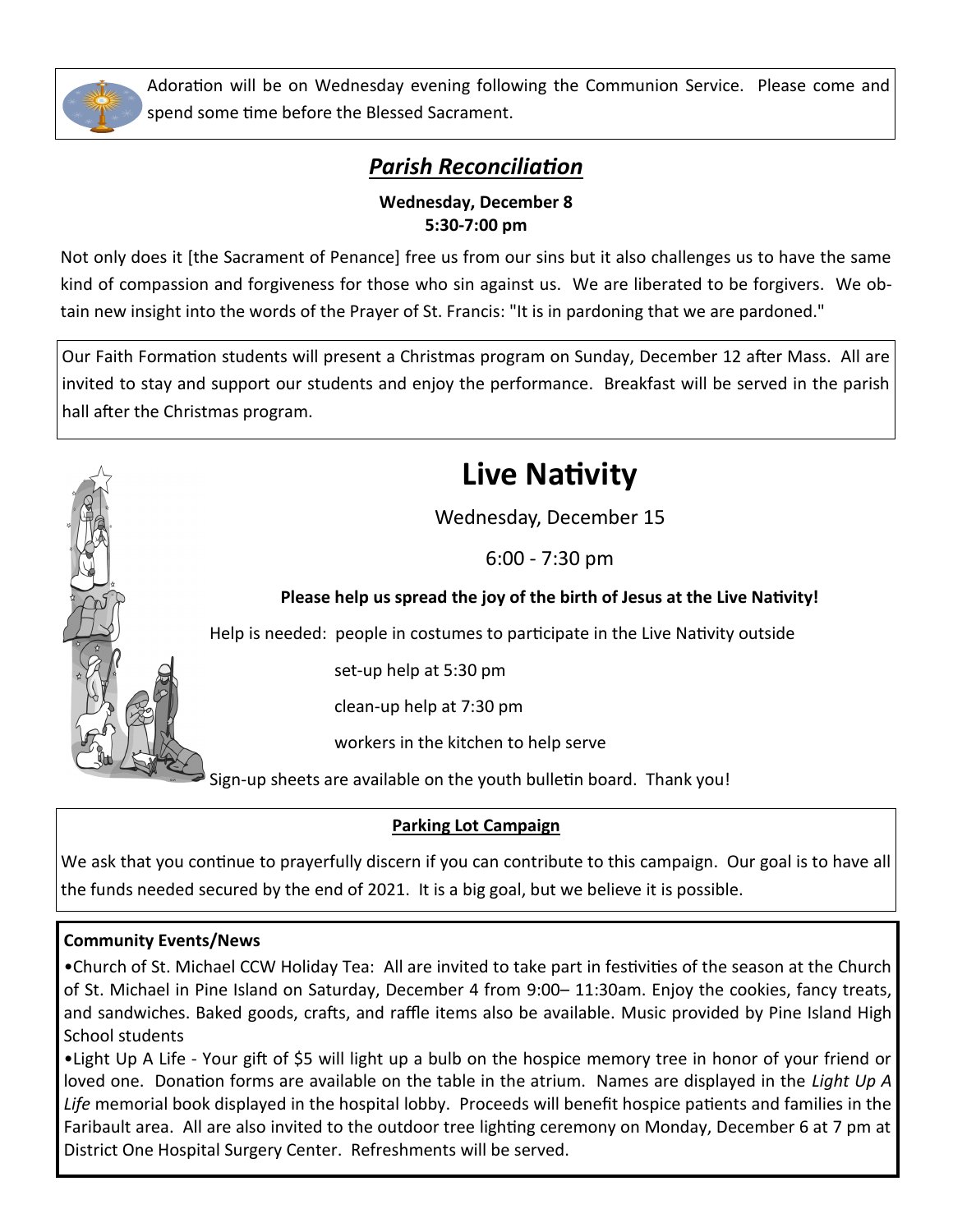Adoration will be on Wednesday evening following the Communion Service. Please come and spend some time before the Blessed Sacrament.

## *Parish Reconciliation*

**Wednesday, December 8**
**5:30-7:00 pm**

Not only does it [the Sacrament of Penance] free us from our sins but it also challenges us to have the same kind of compassion and forgiveness for those who sin against us. We are liberated to be forgivers. We obtain new insight into the words of the Prayer of St. Francis: "It is in pardoning that we are pardoned."

Our Faith Formation students will present a Christmas program on Sunday, December 12 after Mass. All are invited to stay and support our students and enjoy the performance. Breakfast will be served in the parish hall after the Christmas program.

# Live Nativity

Wednesday, December 15

6:00 - 7:30 pm

**Please help us spread the joy of the birth of Jesus at the Live Nativity!**

Help is needed: people in costumes to participate in the Live Nativity outside

set-up help at 5:30 pm

clean-up help at 7:30 pm

workers in the kitchen to help serve

Sign-up sheets are available on the youth bulletin board. Thank you!

**Parking Lot Campaign**

We ask that you continue to prayerfully discern if you can contribute to this campaign. Our goal is to have all the funds needed secured by the end of 2021. It is a big goal, but we believe it is possible.

**Community Events/News**

•Church of St. Michael CCW Holiday Tea: All are invited to take part in festivities of the season at the Church of St. Michael in Pine Island on Saturday, December 4 from 9:00– 11:30am. Enjoy the cookies, fancy treats, and sandwiches. Baked goods, crafts, and raffle items also be available. Music provided by Pine Island High School students

•Light Up A Life - Your gift of $5 will light up a bulb on the hospice memory tree in honor of your friend or loved one. Donation forms are available on the table in the atrium. Names are displayed in the *Light Up A Life* memorial book displayed in the hospital lobby. Proceeds will benefit hospice patients and families in the Faribault area. All are also invited to the outdoor tree lighting ceremony on Monday, December 6 at 7 pm at District One Hospital Surgery Center. Refreshments will be served.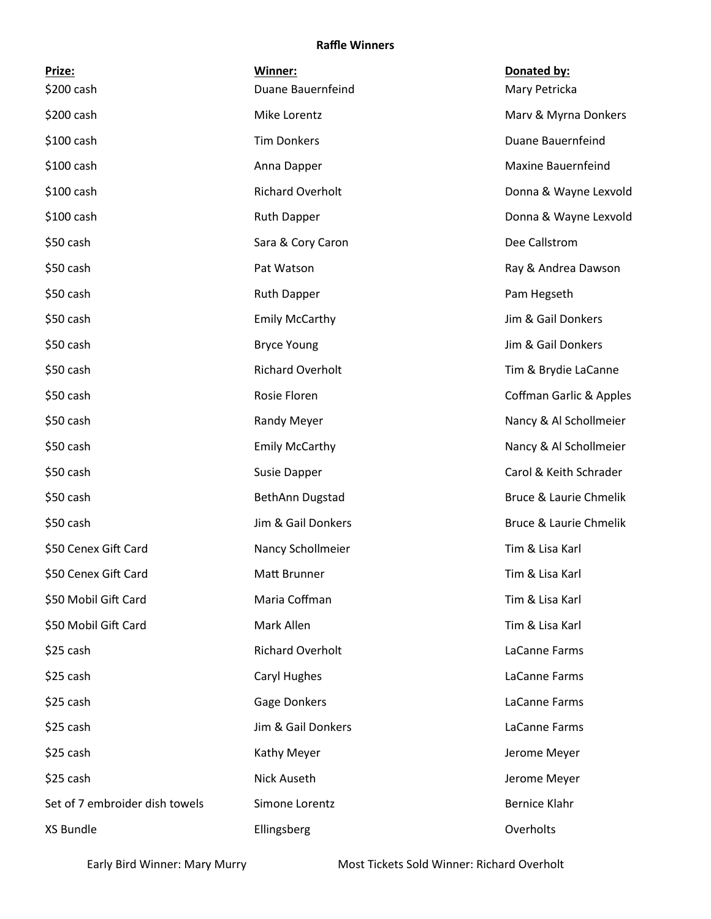**Raffle Winners**

| Prize: | Winner: | Donated by: |
|---|---|---|
| $200 cash | Duane Bauernfeind | Mary Petricka |
| $200 cash | Mike Lorentz | Marv & Myrna Donkers |
| $100 cash | Tim Donkers | Duane Bauernfeind |
| $100 cash | Anna Dapper | Maxine Bauernfeind |
| $100 cash | Richard Overholt | Donna & Wayne Lexvold |
| $100 cash | Ruth Dapper | Donna & Wayne Lexvold |
| $50 cash | Sara & Cory Caron | Dee Callstrom |
| $50 cash | Pat Watson | Ray & Andrea Dawson |
| $50 cash | Ruth Dapper | Pam Hegseth |
| $50 cash | Emily McCarthy | Jim & Gail Donkers |
| $50 cash | Bryce Young | Jim & Gail Donkers |
| $50 cash | Richard Overholt | Tim & Brydie LaCanne |
| $50 cash | Rosie Floren | Coffman Garlic & Apples |
| $50 cash | Randy Meyer | Nancy & Al Schollmeier |
| $50 cash | Emily McCarthy | Nancy & Al Schollmeier |
| $50 cash | Susie Dapper | Carol & Keith Schrader |
| $50 cash | BethAnn Dugstad | Bruce & Laurie Chmelik |
| $50 cash | Jim & Gail Donkers | Bruce & Laurie Chmelik |
| $50 Cenex Gift Card | Nancy Schollmeier | Tim & Lisa Karl |
| $50 Cenex Gift Card | Matt Brunner | Tim & Lisa Karl |
| $50 Mobil Gift Card | Maria Coffman | Tim & Lisa Karl |
| $50 Mobil Gift Card | Mark Allen | Tim & Lisa Karl |
| $25 cash | Richard Overholt | LaCanne Farms |
| $25 cash | Caryl Hughes | LaCanne Farms |
| $25 cash | Gage Donkers | LaCanne Farms |
| $25 cash | Jim & Gail Donkers | LaCanne Farms |
| $25 cash | Kathy Meyer | Jerome Meyer |
| $25 cash | Nick Auseth | Jerome Meyer |
| Set of 7 embroider dish towels | Simone Lorentz | Bernice Klahr |
| XS Bundle | Ellingsberg | Overholts |

Early Bird Winner: Mary Murry

Most Tickets Sold Winner: Richard Overholt